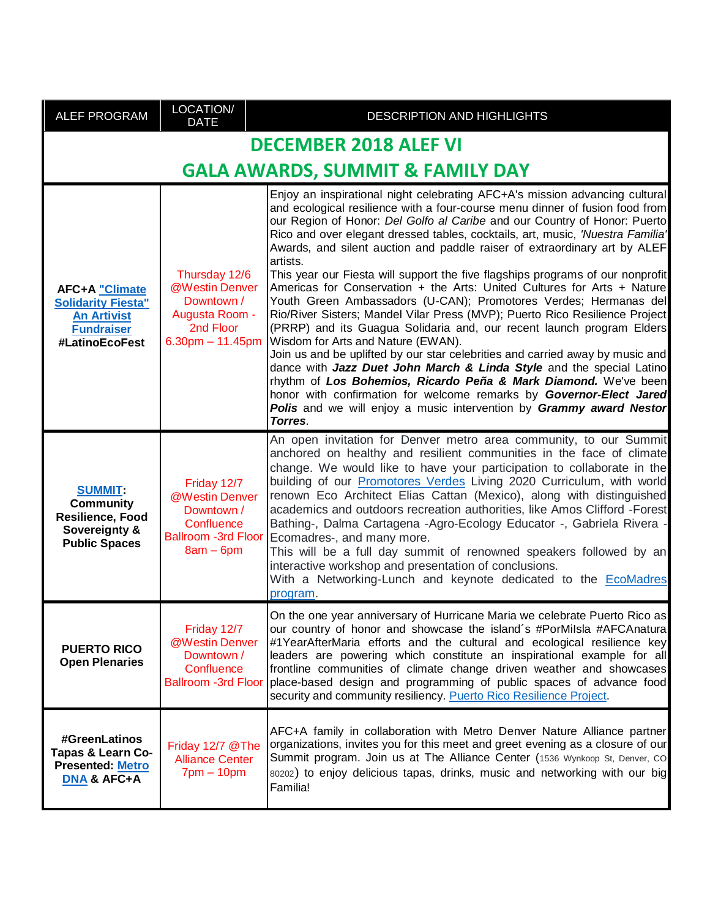| ALEF PROGRAM | LOCATION/ DATE | DESCRIPTION AND HIGHLIGHTS |
|---|---|---|
| **DECEMBER 2018 ALEF VI GALA AWARDS, SUMMIT & FAMILY DAY** | | |
| **AFC+A "Climate Solidarity Fiesta" An Artivist Fundraiser #LatinoEcoFest** | Thursday 12/6 @Westin Denver Downtown / Augusta Room - 2nd Floor 6.30pm – 11.45pm | Enjoy an inspirational night celebrating AFC+A's mission advancing cultural and ecological resilience with a four-course menu dinner of fusion food from our Region of Honor: *Del Golfo al Caribe* and our Country of Honor: Puerto Rico and over elegant dressed tables, cocktails, art, music, *'Nuestra Familia'* Awards, and silent auction and paddle raiser of extraordinary art by ALEF artists.<br>This year our Fiesta will support the five flagships programs of our nonprofit Americas for Conservation + the Arts: United Cultures for Arts + Nature Youth Green Ambassadors (U-CAN); Promotores Verdes; Hermanas del Rio/River Sisters; Mandel Vilar Press (MVP); Puerto Rico Resilience Project (PRRP) and its Guagua Solidaria and, our recent launch program Elders Wisdom for Arts and Nature (EWAN).<br>Join us and be uplifted by our star celebrities and carried away by music and dance with ***Jazz Duet John March & Linda Style*** and the special Latino rhythm of ***Los Bohemios, Ricardo Peña & Mark Diamond.*** We've been honor with confirmation for welcome remarks by ***Governor-Elect Jared Polis*** and we will enjoy a music intervention by ***Grammy award Nestor Torres***. |
| **SUMMIT: Community Resilience, Food Sovereignty & Public Spaces** | Friday 12/7 @Westin Denver Downtown / Confluence Ballroom -3rd Floor 8am – 6pm | An open invitation for Denver metro area community, to our Summit anchored on healthy and resilient communities in the face of climate change. We would like to have your participation to collaborate in the building of our Promotores Verdes Living 2020 Curriculum, with world renown Eco Architect Elias Cattan (Mexico), along with distinguished academics and outdoors recreation authorities, like Amos Clifford -Forest Bathing-, Dalma Cartagena -Agro-Ecology Educator -, Gabriela Rivera -Ecomadres-, and many more.<br>This will be a full day summit of renowned speakers followed by an interactive workshop and presentation of conclusions.<br>With a Networking-Lunch and keynote dedicated to the EcoMadres program. |
| **PUERTO RICO Open Plenaries** | Friday 12/7 @Westin Denver Downtown / Confluence Ballroom -3rd Floor | On the one year anniversary of Hurricane Maria we celebrate Puerto Rico as our country of honor and showcase the island´s #PorMiIsla #AFCAnatura #1YearAfterMaria efforts and the cultural and ecological resilience key leaders are powering which constitute an inspirational example for all frontline communities of climate change driven weather and showcases place-based design and programming of public spaces of advance food security and community resiliency. Puerto Rico Resilience Project. |
| **#GreenLatinos Tapas & Learn Co-Presented: Metro DNA & AFC+A** | Friday 12/7 @The Alliance Center 7pm – 10pm | AFC+A family in collaboration with Metro Denver Nature Alliance partner organizations, invites you for this meet and greet evening as a closure of our Summit program. Join us at The Alliance Center (1536 Wynkoop St, Denver, CO 80202) to enjoy delicious tapas, drinks, music and networking with our big Familia! |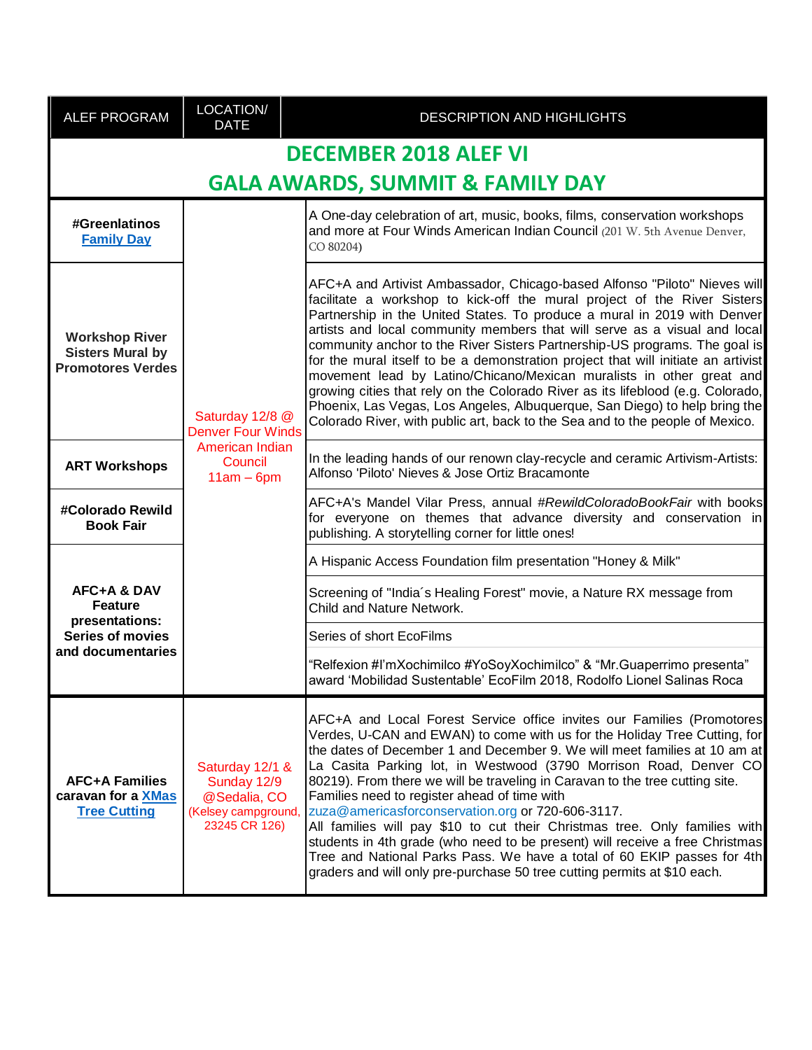| ALEF PROGRAM | LOCATION/ DATE | DESCRIPTION AND HIGHLIGHTS |
|---|---|---|
| **DECEMBER 2018 ALEF VI GALA AWARDS, SUMMIT & FAMILY DAY** | | |
| **#Greenlatinos Family Day** | Saturday 12/8 @ Denver Four Winds American Indian Council 11am – 6pm | A One-day celebration of art, music, books, films, conservation workshops and more at Four Winds American Indian Council (201 W. 5th Avenue Denver, CO 80204) |
| **Workshop River Sisters Mural by Promotores Verdes** | | AFC+A and Artivist Ambassador, Chicago-based Alfonso "Piloto" Nieves will facilitate a workshop to kick-off the mural project of the River Sisters Partnership in the United States. To produce a mural in 2019 with Denver artists and local community members that will serve as a visual and local community anchor to the River Sisters Partnership-US programs. The goal is for the mural itself to be a demonstration project that will initiate an artivist movement lead by Latino/Chicano/Mexican muralists in other great and growing cities that rely on the Colorado River as its lifeblood (e.g. Colorado, Phoenix, Las Vegas, Los Angeles, Albuquerque, San Diego) to help bring the Colorado River, with public art, back to the Sea and to the people of Mexico. |
| **ART Workshops** | | In the leading hands of our renown clay-recycle and ceramic Artivism-Artists: Alfonso 'Piloto' Nieves & Jose Ortiz Bracamonte |
| **#Colorado Rewild Book Fair** | | AFC+A's Mandel Vilar Press, annual *#RewildColoradoBookFair* with books for everyone on themes that advance diversity and conservation in publishing. A storytelling corner for little ones! |
| **AFC+A & DAV Feature presentations: Series of movies and documentaries** | | A Hispanic Access Foundation film presentation "Honey & Milk" |
| | | Screening of "India´s Healing Forest" movie, a Nature RX message from Child and Nature Network. |
| | | Series of short EcoFilms |
| | | "Relfexion #I'mXochimilco #YoSoyXochimilco" & "Mr.Guaperrimo presenta" award 'Mobilidad Sustentable' EcoFilm 2018, Rodolfo Lionel Salinas Roca |
| **AFC+A Families caravan for a XMas Tree Cutting** | Saturday 12/1 & Sunday 12/9 @Sedalia, CO (Kelsey campground, 23245 CR 126) | AFC+A and Local Forest Service office invites our Families (Promotores Verdes, U-CAN and EWAN) to come with us for the Holiday Tree Cutting, for the dates of December 1 and December 9. We will meet families at 10 am at La Casita Parking lot, in Westwood (3790 Morrison Road, Denver CO 80219). From there we will be traveling in Caravan to the tree cutting site. Families need to register ahead of time with zuza@americasforconservation.org or 720-606-3117. All families will pay $10 to cut their Christmas tree. Only families with students in 4th grade (who need to be present) will receive a free Christmas Tree and National Parks Pass. We have a total of 60 EKIP passes for 4th graders and will only pre-purchase 50 tree cutting permits at $10 each. |